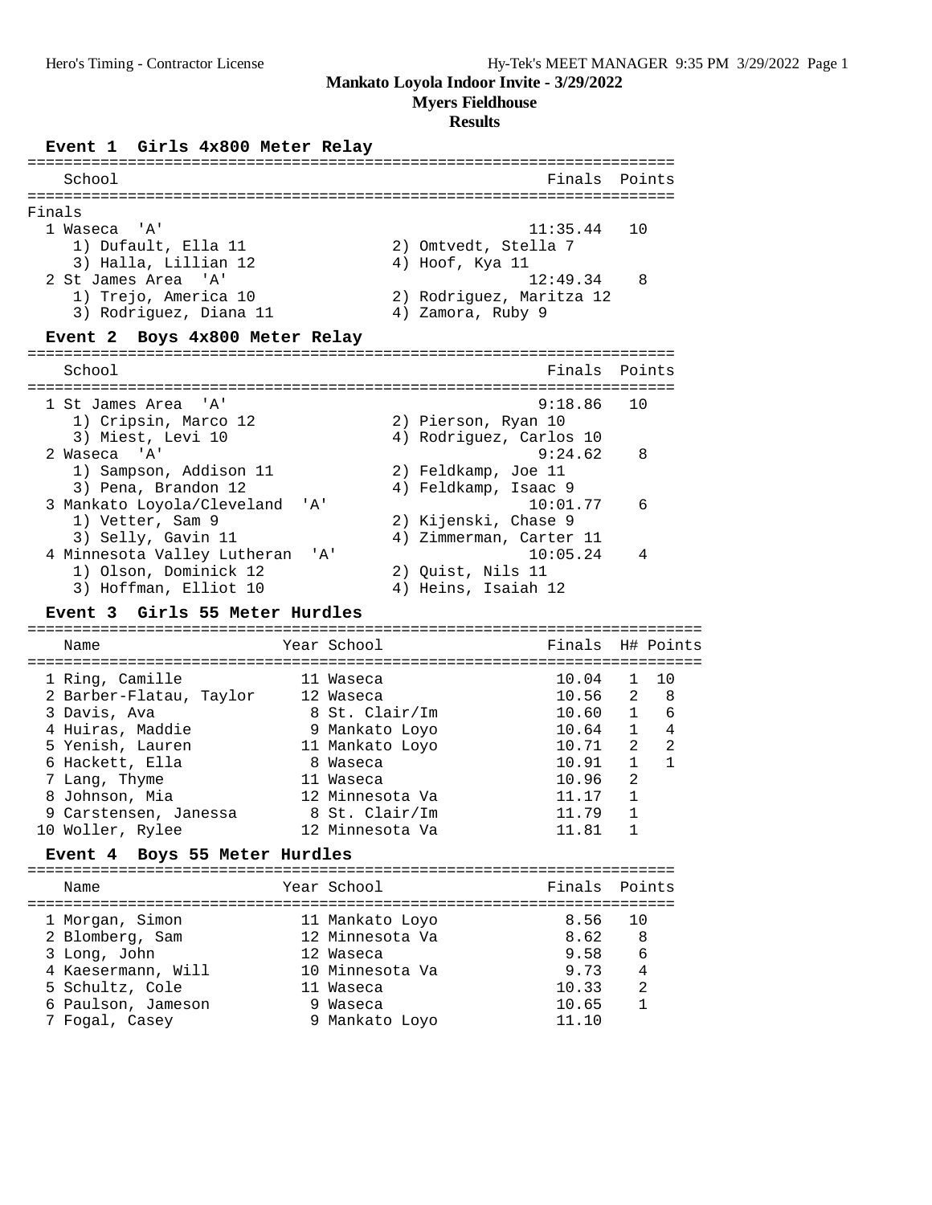# Mankato Loyola Indoor Invite - 3/29/2022

## Myers Fieldhouse

### Results

### Event 1 Girls 4x800 Meter Relay

Finals

| Place | School | Finals | Points |
|---|---|---|---|
| 1 | Waseca 'A' | 11:35.44 | 10 |
| | 1) Dufault, Ella 11; 2) Omtvedt, Stella 7; 3) Halla, Lillian 12; 4) Hoof, Kya 11 | | |
| 2 | St James Area 'A' | 12:49.34 | 8 |
| | 1) Trejo, America 10; 2) Rodriguez, Maritza 12; 3) Rodriguez, Diana 11; 4) Zamora, Ruby 9 | | |

### Event 2 Boys 4x800 Meter Relay

| Place | School | Finals | Points |
|---|---|---|---|
| 1 | St James Area 'A' | 9:18.86 | 10 |
| | 1) Cripsin, Marco 12; 2) Pierson, Ryan 10; 3) Miest, Levi 10; 4) Rodriguez, Carlos 10 | | |
| 2 | Waseca 'A' | 9:24.62 | 8 |
| | 1) Sampson, Addison 11; 2) Feldkamp, Joe 11; 3) Pena, Brandon 12; 4) Feldkamp, Isaac 9 | | |
| 3 | Mankato Loyola/Cleveland 'A' | 10:01.77 | 6 |
| | 1) Vetter, Sam 9; 2) Kijenski, Chase 9; 3) Selly, Gavin 11; 4) Zimmerman, Carter 11 | | |
| 4 | Minnesota Valley Lutheran 'A' | 10:05.24 | 4 |
| | 1) Olson, Dominick 12; 2) Quist, Nils 11; 3) Hoffman, Elliot 10; 4) Heins, Isaiah 12 | | |

### Event 3 Girls 55 Meter Hurdles

| Place | Name | Year | School | Finals | H# | Points |
|---|---|---|---|---|---|---|
| 1 | Ring, Camille | 11 | Waseca | 10.04 | 1 | 10 |
| 2 | Barber-Flatau, Taylor | 12 | Waseca | 10.56 | 2 | 8 |
| 3 | Davis, Ava | 8 | St. Clair/Im | 10.60 | 1 | 6 |
| 4 | Huiras, Maddie | 9 | Mankato Loyo | 10.64 | 1 | 4 |
| 5 | Yenish, Lauren | 11 | Mankato Loyo | 10.71 | 2 | 2 |
| 6 | Hackett, Ella | 8 | Waseca | 10.91 | 1 | 1 |
| 7 | Lang, Thyme | 11 | Waseca | 10.96 | 2 | |
| 8 | Johnson, Mia | 12 | Minnesota Va | 11.17 | 1 | |
| 9 | Carstensen, Janessa | 8 | St. Clair/Im | 11.79 | 1 | |
| 10 | Woller, Rylee | 12 | Minnesota Va | 11.81 | 1 | |

### Event 4 Boys 55 Meter Hurdles

| Place | Name | Year | School | Finals | Points |
|---|---|---|---|---|---|
| 1 | Morgan, Simon | 11 | Mankato Loyo | 8.56 | 10 |
| 2 | Blomberg, Sam | 12 | Minnesota Va | 8.62 | 8 |
| 3 | Long, John | 12 | Waseca | 9.58 | 6 |
| 4 | Kaesermann, Will | 10 | Minnesota Va | 9.73 | 4 |
| 5 | Schultz, Cole | 11 | Waseca | 10.33 | 2 |
| 6 | Paulson, Jameson | 9 | Waseca | 10.65 | 1 |
| 7 | Fogal, Casey | 9 | Mankato Loyo | 11.10 | |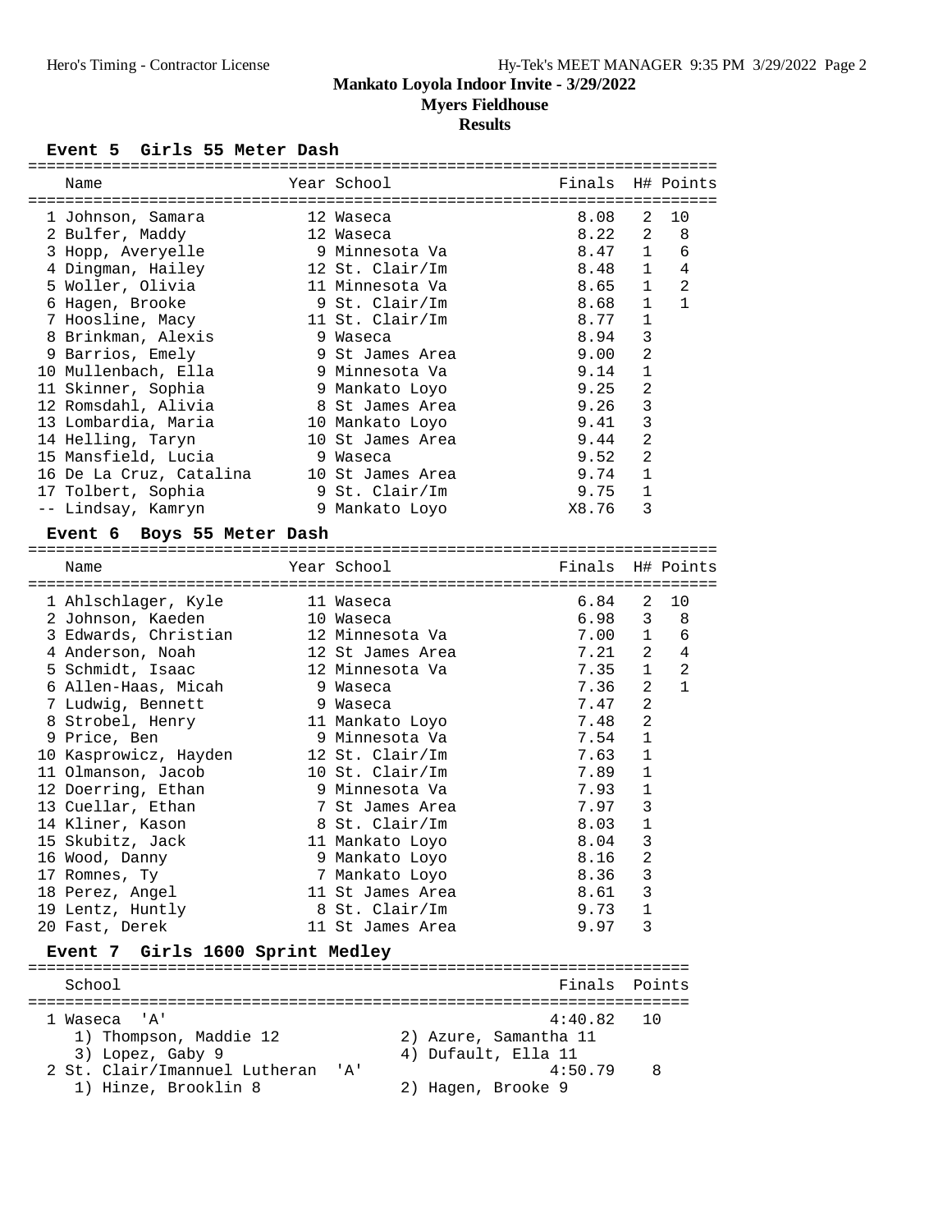# Mankato Loyola Indoor Invite - 3/29/2022

## Myers Fieldhouse

### Results

#### Event 5 Girls 55 Meter Dash

| Place | Name | Year | School | Finals | H# | Points |
|---|---|---|---|---|---|---|
| 1 | Johnson, Samara | 12 | Waseca | 8.08 | 2 | 10 |
| 2 | Bulfer, Maddy | 12 | Waseca | 8.22 | 2 | 8 |
| 3 | Hopp, Averyelle | 9 | Minnesota Va | 8.47 | 1 | 6 |
| 4 | Dingman, Hailey | 12 | St. Clair/Im | 8.48 | 1 | 4 |
| 5 | Woller, Olivia | 11 | Minnesota Va | 8.65 | 1 | 2 |
| 6 | Hagen, Brooke | 9 | St. Clair/Im | 8.68 | 1 | 1 |
| 7 | Hoosline, Macy | 11 | St. Clair/Im | 8.77 | 1 | |
| 8 | Brinkman, Alexis | 9 | Waseca | 8.94 | 3 | |
| 9 | Barrios, Emely | 9 | St James Area | 9.00 | 2 | |
| 10 | Mullenbach, Ella | 9 | Minnesota Va | 9.14 | 1 | |
| 11 | Skinner, Sophia | 9 | Mankato Loyo | 9.25 | 2 | |
| 12 | Romsdahl, Alivia | 8 | St James Area | 9.26 | 3 | |
| 13 | Lombardia, Maria | 10 | Mankato Loyo | 9.41 | 3 | |
| 14 | Helling, Taryn | 10 | St James Area | 9.44 | 2 | |
| 15 | Mansfield, Lucia | 9 | Waseca | 9.52 | 2 | |
| 16 | De La Cruz, Catalina | 10 | St James Area | 9.74 | 1 | |
| 17 | Tolbert, Sophia | 9 | St. Clair/Im | 9.75 | 1 | |
| -- | Lindsay, Kamryn | 9 | Mankato Loyo | X8.76 | 3 | |

#### Event 6 Boys 55 Meter Dash

| Place | Name | Year | School | Finals | H# | Points |
|---|---|---|---|---|---|---|
| 1 | Ahlschlager, Kyle | 11 | Waseca | 6.84 | 2 | 10 |
| 2 | Johnson, Kaeden | 10 | Waseca | 6.98 | 3 | 8 |
| 3 | Edwards, Christian | 12 | Minnesota Va | 7.00 | 1 | 6 |
| 4 | Anderson, Noah | 12 | St James Area | 7.21 | 2 | 4 |
| 5 | Schmidt, Isaac | 12 | Minnesota Va | 7.35 | 1 | 2 |
| 6 | Allen-Haas, Micah | 9 | Waseca | 7.36 | 2 | 1 |
| 7 | Ludwig, Bennett | 9 | Waseca | 7.47 | 2 | |
| 8 | Strobel, Henry | 11 | Mankato Loyo | 7.48 | 2 | |
| 9 | Price, Ben | 9 | Minnesota Va | 7.54 | 1 | |
| 10 | Kasprowicz, Hayden | 12 | St. Clair/Im | 7.63 | 1 | |
| 11 | Olmanson, Jacob | 10 | St. Clair/Im | 7.89 | 1 | |
| 12 | Doerring, Ethan | 9 | Minnesota Va | 7.93 | 1 | |
| 13 | Cuellar, Ethan | 7 | St James Area | 7.97 | 3 | |
| 14 | Kliner, Kason | 8 | St. Clair/Im | 8.03 | 1 | |
| 15 | Skubitz, Jack | 11 | Mankato Loyo | 8.04 | 3 | |
| 16 | Wood, Danny | 9 | Mankato Loyo | 8.16 | 2 | |
| 17 | Romnes, Ty | 7 | Mankato Loyo | 8.36 | 3 | |
| 18 | Perez, Angel | 11 | St James Area | 8.61 | 3 | |
| 19 | Lentz, Huntly | 8 | St. Clair/Im | 9.73 | 1 | |
| 20 | Fast, Derek | 11 | St James Area | 9.97 | 3 | |

#### Event 7 Girls 1600 Sprint Medley

| Place | School | Finals | Points |
|---|---|---|---|
| 1 | Waseca 'A' | 4:40.82 | 10 |
| | 1) Thompson, Maddie 12; 2) Azure, Samantha 11; 3) Lopez, Gaby 9; 4) Dufault, Ella 11 | | |
| 2 | St. Clair/Imannuel Lutheran 'A' | 4:50.79 | 8 |
| | 1) Hinze, Brooklin 8; 2) Hagen, Brooke 9 | | |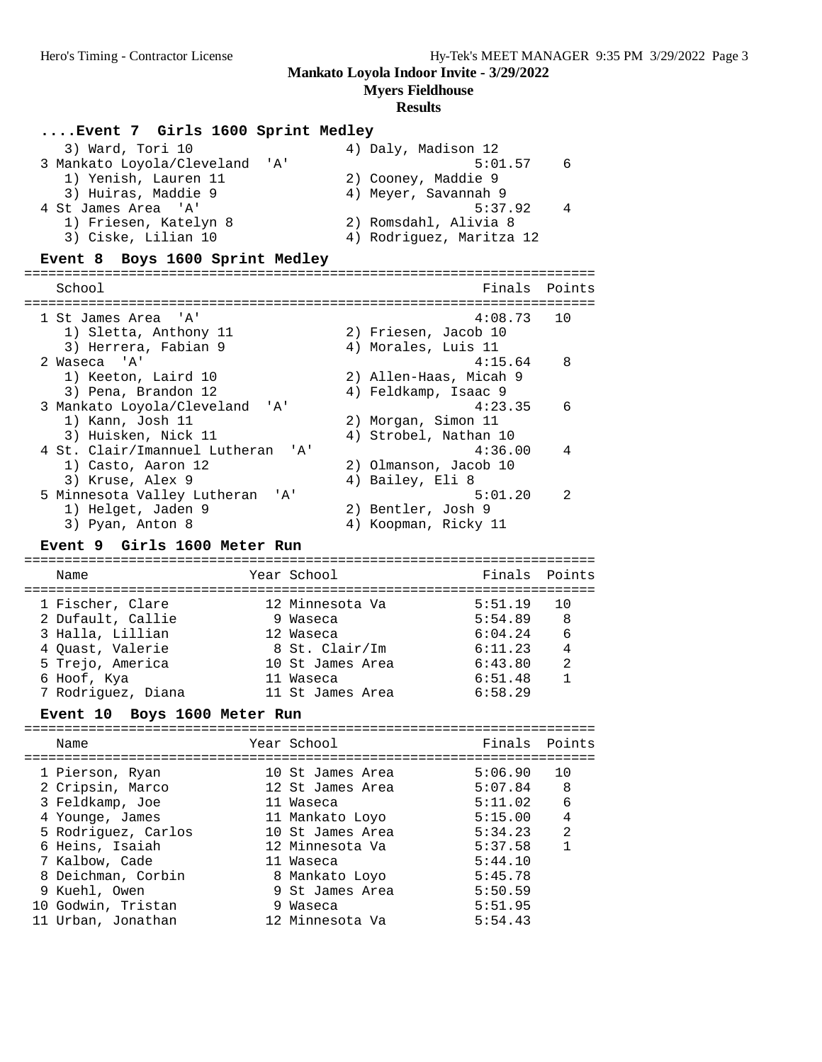# Mankato Loyola Indoor Invite - 3/29/2022

## Myers Fieldhouse

### Results

#### ....Event 7 Girls 1600 Sprint Medley

| School | Finals | Points |
|---|---|---|
| 3) Ward, Tori 10 — 4) Daly, Madison 12 | | |
| 3 Mankato Loyola/Cleveland 'A' | 5:01.57 | 6 |
| 1) Yenish, Lauren 11 — 2) Cooney, Maddie 9 | | |
| 3) Huiras, Maddie 9 — 4) Meyer, Savannah 9 | | |
| 4 St James Area 'A' | 5:37.92 | 4 |
| 1) Friesen, Katelyn 8 — 2) Romsdahl, Alivia 8 | | |
| 3) Ciske, Lilian 10 — 4) Rodriguez, Maritza 12 | | |

#### Event 8 Boys 1600 Sprint Medley

| School | Finals | Points |
|---|---|---|
| 1 St James Area 'A' | 4:08.73 | 10 |
| 1) Sletta, Anthony 11 — 2) Friesen, Jacob 10 | | |
| 3) Herrera, Fabian 9 — 4) Morales, Luis 11 | | |
| 2 Waseca 'A' | 4:15.64 | 8 |
| 1) Keeton, Laird 10 — 2) Allen-Haas, Micah 9 | | |
| 3) Pena, Brandon 12 — 4) Feldkamp, Isaac 9 | | |
| 3 Mankato Loyola/Cleveland 'A' | 4:23.35 | 6 |
| 1) Kann, Josh 11 — 2) Morgan, Simon 11 | | |
| 3) Huisken, Nick 11 — 4) Strobel, Nathan 10 | | |
| 4 St. Clair/Imannuel Lutheran 'A' | 4:36.00 | 4 |
| 1) Casto, Aaron 12 — 2) Olmanson, Jacob 10 | | |
| 3) Kruse, Alex 9 — 4) Bailey, Eli 8 | | |
| 5 Minnesota Valley Lutheran 'A' | 5:01.20 | 2 |
| 1) Helget, Jaden 9 — 2) Bentler, Josh 9 | | |
| 3) Pyan, Anton 8 — 4) Koopman, Ricky 11 | | |

#### Event 9 Girls 1600 Meter Run

| Name | Year | School | Finals | Points |
|---|---|---|---|---|
| 1 Fischer, Clare | 12 | Minnesota Va | 5:51.19 | 10 |
| 2 Dufault, Callie | 9 | Waseca | 5:54.89 | 8 |
| 3 Halla, Lillian | 12 | Waseca | 6:04.24 | 6 |
| 4 Quast, Valerie | 8 | St. Clair/Im | 6:11.23 | 4 |
| 5 Trejo, America | 10 | St James Area | 6:43.80 | 2 |
| 6 Hoof, Kya | 11 | Waseca | 6:51.48 | 1 |
| 7 Rodriguez, Diana | 11 | St James Area | 6:58.29 | |

#### Event 10 Boys 1600 Meter Run

| Name | Year | School | Finals | Points |
|---|---|---|---|---|
| 1 Pierson, Ryan | 10 | St James Area | 5:06.90 | 10 |
| 2 Cripsin, Marco | 12 | St James Area | 5:07.84 | 8 |
| 3 Feldkamp, Joe | 11 | Waseca | 5:11.02 | 6 |
| 4 Younge, James | 11 | Mankato Loyo | 5:15.00 | 4 |
| 5 Rodriguez, Carlos | 10 | St James Area | 5:34.23 | 2 |
| 6 Heins, Isaiah | 12 | Minnesota Va | 5:37.58 | 1 |
| 7 Kalbow, Cade | 11 | Waseca | 5:44.10 | |
| 8 Deichman, Corbin | 8 | Mankato Loyo | 5:45.78 | |
| 9 Kuehl, Owen | 9 | St James Area | 5:50.59 | |
| 10 Godwin, Tristan | 9 | Waseca | 5:51.95 | |
| 11 Urban, Jonathan | 12 | Minnesota Va | 5:54.43 | |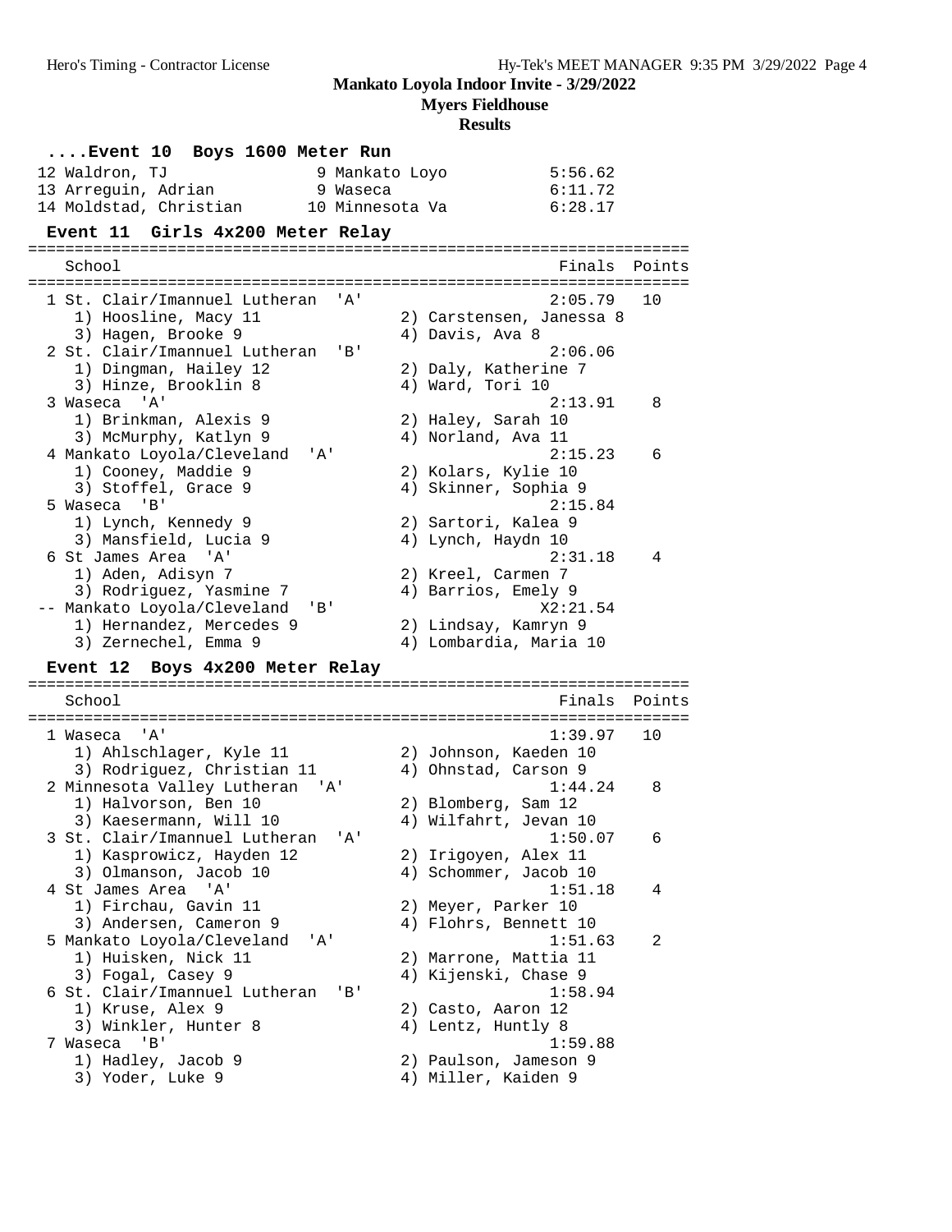# Mankato Loyola Indoor Invite - 3/29/2022

## Myers Fieldhouse

## Results

### ....Event 10 Boys 1600 Meter Run

| Place | Name | Year | School | Finals |
|---|---|---|---|---|
| 12 | Waldron, TJ | 9 | Mankato Loyo | 5:56.62 |
| 13 | Arreguin, Adrian | 9 | Waseca | 6:11.72 |
| 14 | Moldstad, Christian | 10 | Minnesota Va | 6:28.17 |

### Event 11 Girls 4x200 Meter Relay

| Place | School | Finals | Points |
|---|---|---|---|
| 1 | St. Clair/Imannuel Lutheran 'A' | 2:05.79 | 10 |
| | 1) Hoosline, Macy 11; 2) Carstensen, Janessa 8; 3) Hagen, Brooke 9; 4) Davis, Ava 8 | | |
| 2 | St. Clair/Imannuel Lutheran 'B' | 2:06.06 | |
| | 1) Dingman, Hailey 12; 2) Daly, Katherine 7; 3) Hinze, Brooklin 8; 4) Ward, Tori 10 | | |
| 3 | Waseca 'A' | 2:13.91 | 8 |
| | 1) Brinkman, Alexis 9; 2) Haley, Sarah 10; 3) McMurphy, Katlyn 9; 4) Norland, Ava 11 | | |
| 4 | Mankato Loyola/Cleveland 'A' | 2:15.23 | 6 |
| | 1) Cooney, Maddie 9; 2) Kolars, Kylie 10; 3) Stoffel, Grace 9; 4) Skinner, Sophia 9 | | |
| 5 | Waseca 'B' | 2:15.84 | |
| | 1) Lynch, Kennedy 9; 2) Sartori, Kalea 9; 3) Mansfield, Lucia 9; 4) Lynch, Haydn 10 | | |
| 6 | St James Area 'A' | 2:31.18 | 4 |
| | 1) Aden, Adisyn 7; 2) Kreel, Carmen 7; 3) Rodriguez, Yasmine 7; 4) Barrios, Emely 9 | | |
| -- | Mankato Loyola/Cleveland 'B' | X2:21.54 | |
| | 1) Hernandez, Mercedes 9; 2) Lindsay, Kamryn 9; 3) Zernechel, Emma 9; 4) Lombardia, Maria 10 | | |

### Event 12 Boys 4x200 Meter Relay

| Place | School | Finals | Points |
|---|---|---|---|
| 1 | Waseca 'A' | 1:39.97 | 10 |
| | 1) Ahlschlager, Kyle 11; 2) Johnson, Kaeden 10; 3) Rodriguez, Christian 11; 4) Ohnstad, Carson 9 | | |
| 2 | Minnesota Valley Lutheran 'A' | 1:44.24 | 8 |
| | 1) Halvorson, Ben 10; 2) Blomberg, Sam 12; 3) Kaesermann, Will 10; 4) Wilfahrt, Jevan 10 | | |
| 3 | St. Clair/Imannuel Lutheran 'A' | 1:50.07 | 6 |
| | 1) Kasprowicz, Hayden 12; 2) Irigoyen, Alex 11; 3) Olmanson, Jacob 10; 4) Schommer, Jacob 10 | | |
| 4 | St James Area 'A' | 1:51.18 | 4 |
| | 1) Firchau, Gavin 11; 2) Meyer, Parker 10; 3) Andersen, Cameron 9; 4) Flohrs, Bennett 10 | | |
| 5 | Mankato Loyola/Cleveland 'A' | 1:51.63 | 2 |
| | 1) Huisken, Nick 11; 2) Marrone, Mattia 11; 3) Fogal, Casey 9; 4) Kijenski, Chase 9 | | |
| 6 | St. Clair/Imannuel Lutheran 'B' | 1:58.94 | |
| | 1) Kruse, Alex 9; 2) Casto, Aaron 12; 3) Winkler, Hunter 8; 4) Lentz, Huntly 8 | | |
| 7 | Waseca 'B' | 1:59.88 | |
| | 1) Hadley, Jacob 9; 2) Paulson, Jameson 9; 3) Yoder, Luke 9; 4) Miller, Kaiden 9 | | |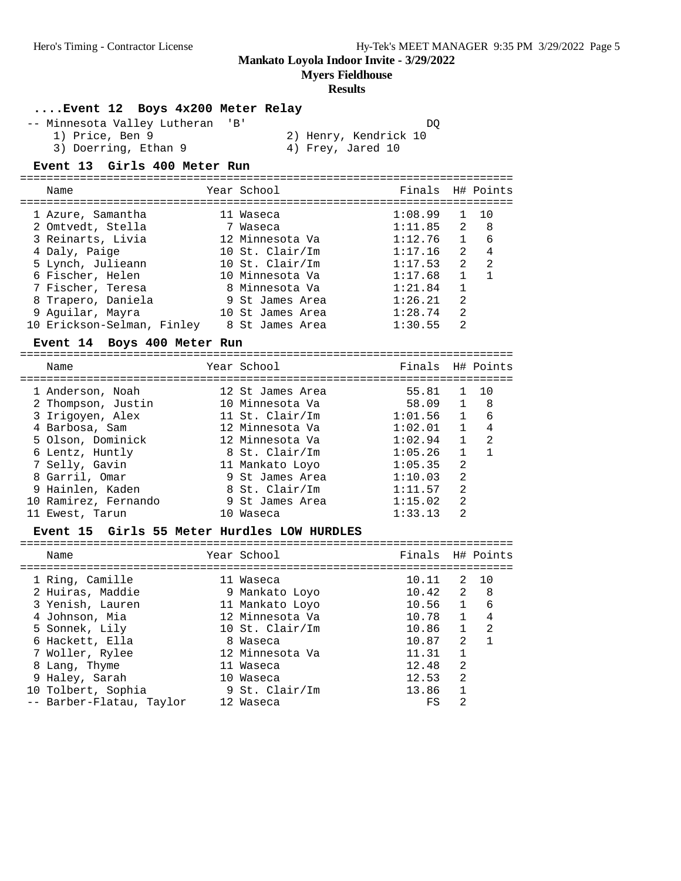## Mankato Loyola Indoor Invite - 3/29/2022

### Myers Fieldhouse

### Results

#### ....Event 12 Boys 4x200 Meter Relay

-- Minnesota Valley Lutheran 'B' DQ

1) Price, Ben 9
2) Henry, Kendrick 10
3) Doerring, Ethan 9
4) Frey, Jared 10

#### Event 13 Girls 400 Meter Run

| Place | Name | Year | School | Finals | H# | Points |
|---|---|---|---|---|---|---|
| 1 | Azure, Samantha | 11 | Waseca | 1:08.99 | 1 | 10 |
| 2 | Omtvedt, Stella | 7 | Waseca | 1:11.85 | 2 | 8 |
| 3 | Reinarts, Livia | 12 | Minnesota Va | 1:12.76 | 1 | 6 |
| 4 | Daly, Paige | 10 | St. Clair/Im | 1:17.16 | 2 | 4 |
| 5 | Lynch, Julieann | 10 | St. Clair/Im | 1:17.53 | 2 | 2 |
| 6 | Fischer, Helen | 10 | Minnesota Va | 1:17.68 | 1 | 1 |
| 7 | Fischer, Teresa | 8 | Minnesota Va | 1:21.84 | 1 | |
| 8 | Trapero, Daniela | 9 | St James Area | 1:26.21 | 2 | |
| 9 | Aguilar, Mayra | 10 | St James Area | 1:28.74 | 2 | |
| 10 | Erickson-Selman, Finley | 8 | St James Area | 1:30.55 | 2 | |

#### Event 14 Boys 400 Meter Run

| Place | Name | Year | School | Finals | H# | Points |
|---|---|---|---|---|---|---|
| 1 | Anderson, Noah | 12 | St James Area | 55.81 | 1 | 10 |
| 2 | Thompson, Justin | 10 | Minnesota Va | 58.09 | 1 | 8 |
| 3 | Irigoyen, Alex | 11 | St. Clair/Im | 1:01.56 | 1 | 6 |
| 4 | Barbosa, Sam | 12 | Minnesota Va | 1:02.01 | 1 | 4 |
| 5 | Olson, Dominick | 12 | Minnesota Va | 1:02.94 | 1 | 2 |
| 6 | Lentz, Huntly | 8 | St. Clair/Im | 1:05.26 | 1 | 1 |
| 7 | Selly, Gavin | 11 | Mankato Loyo | 1:05.35 | 2 | |
| 8 | Garril, Omar | 9 | St James Area | 1:10.03 | 2 | |
| 9 | Hainlen, Kaden | 8 | St. Clair/Im | 1:11.57 | 2 | |
| 10 | Ramirez, Fernando | 9 | St James Area | 1:15.02 | 2 | |
| 11 | Ewest, Tarun | 10 | Waseca | 1:33.13 | 2 | |

#### Event 15 Girls 55 Meter Hurdles LOW HURDLES

| Place | Name | Year | School | Finals | H# | Points |
|---|---|---|---|---|---|---|
| 1 | Ring, Camille | 11 | Waseca | 10.11 | 2 | 10 |
| 2 | Huiras, Maddie | 9 | Mankato Loyo | 10.42 | 2 | 8 |
| 3 | Yenish, Lauren | 11 | Mankato Loyo | 10.56 | 1 | 6 |
| 4 | Johnson, Mia | 12 | Minnesota Va | 10.78 | 1 | 4 |
| 5 | Sonnek, Lily | 10 | St. Clair/Im | 10.86 | 1 | 2 |
| 6 | Hackett, Ella | 8 | Waseca | 10.87 | 2 | 1 |
| 7 | Woller, Rylee | 12 | Minnesota Va | 11.31 | 1 | |
| 8 | Lang, Thyme | 11 | Waseca | 12.48 | 2 | |
| 9 | Haley, Sarah | 10 | Waseca | 12.53 | 2 | |
| 10 | Tolbert, Sophia | 9 | St. Clair/Im | 13.86 | 1 | |
| -- | Barber-Flatau, Taylor | 12 | Waseca | FS | 2 | |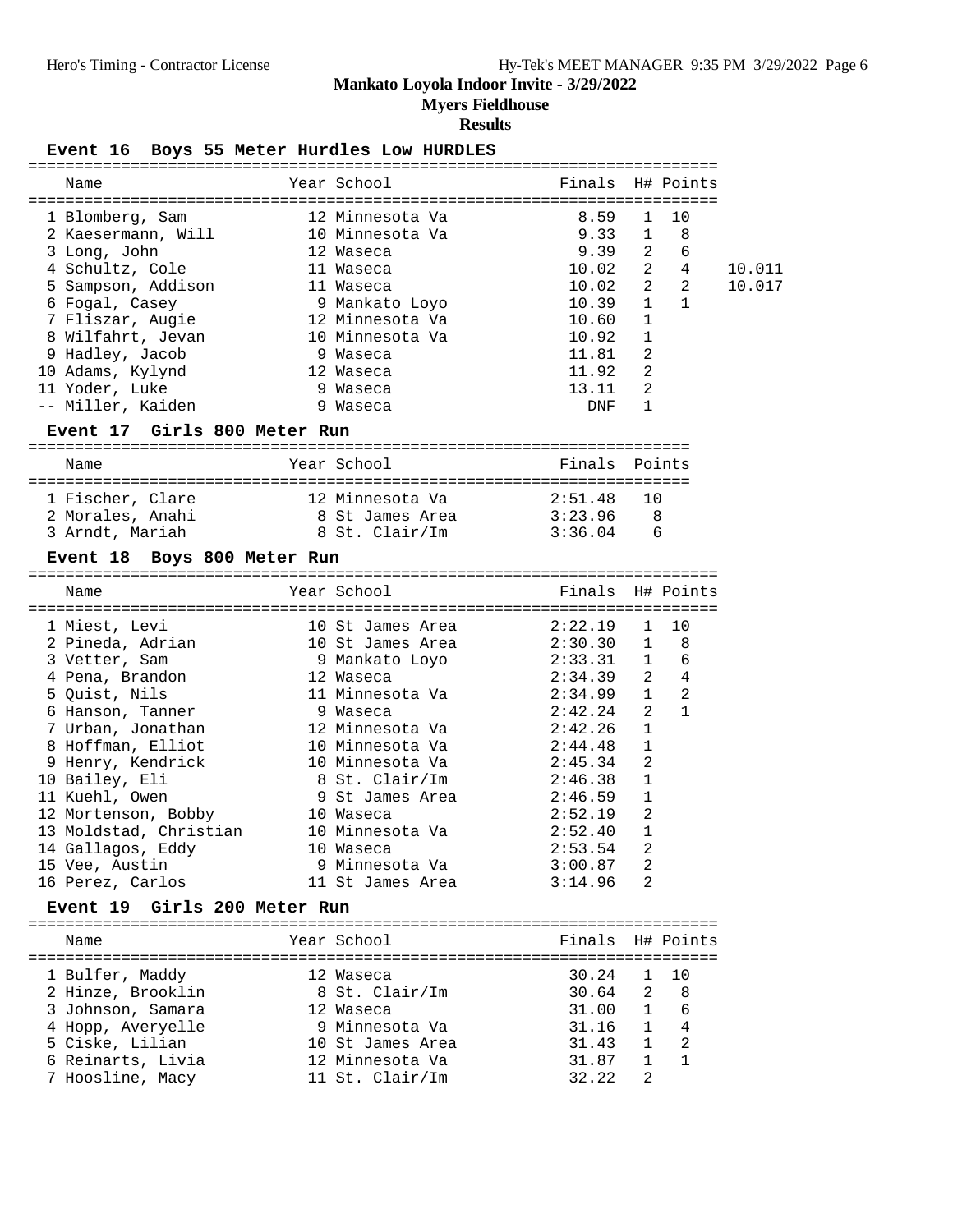# Mankato Loyola Indoor Invite - 3/29/2022

## Myers Fieldhouse

### Results

#### Event 16 Boys 55 Meter Hurdles Low HURDLES

| Name | Year | School | Finals | H# | Points | |
|---|---|---|---|---|---|---|
| 1 Blomberg, Sam | 12 | Minnesota Va | 8.59 | 1 | 10 | |
| 2 Kaesermann, Will | 10 | Minnesota Va | 9.33 | 1 | 8 | |
| 3 Long, John | 12 | Waseca | 9.39 | 2 | 6 | |
| 4 Schultz, Cole | 11 | Waseca | 10.02 | 2 | 4 | 10.011 |
| 5 Sampson, Addison | 11 | Waseca | 10.02 | 2 | 2 | 10.017 |
| 6 Fogal, Casey | 9 | Mankato Loyo | 10.39 | 1 | 1 | |
| 7 Fliszar, Augie | 12 | Minnesota Va | 10.60 | 1 | | |
| 8 Wilfahrt, Jevan | 10 | Minnesota Va | 10.92 | 1 | | |
| 9 Hadley, Jacob | 9 | Waseca | 11.81 | 2 | | |
| 10 Adams, Kylynd | 12 | Waseca | 11.92 | 2 | | |
| 11 Yoder, Luke | 9 | Waseca | 13.11 | 2 | | |
| -- Miller, Kaiden | 9 | Waseca | DNF | 1 | | |

#### Event 17 Girls 800 Meter Run

| Name | Year | School | Finals | Points |
|---|---|---|---|---|
| 1 Fischer, Clare | 12 | Minnesota Va | 2:51.48 | 10 |
| 2 Morales, Anahi | 8 | St James Area | 3:23.96 | 8 |
| 3 Arndt, Mariah | 8 | St. Clair/Im | 3:36.04 | 6 |

#### Event 18 Boys 800 Meter Run

| Name | Year | School | Finals | H# | Points |
|---|---|---|---|---|---|
| 1 Miest, Levi | 10 | St James Area | 2:22.19 | 1 | 10 |
| 2 Pineda, Adrian | 10 | St James Area | 2:30.30 | 1 | 8 |
| 3 Vetter, Sam | 9 | Mankato Loyo | 2:33.31 | 1 | 6 |
| 4 Pena, Brandon | 12 | Waseca | 2:34.39 | 2 | 4 |
| 5 Quist, Nils | 11 | Minnesota Va | 2:34.99 | 1 | 2 |
| 6 Hanson, Tanner | 9 | Waseca | 2:42.24 | 2 | 1 |
| 7 Urban, Jonathan | 12 | Minnesota Va | 2:42.26 | 1 | |
| 8 Hoffman, Elliot | 10 | Minnesota Va | 2:44.48 | 1 | |
| 9 Henry, Kendrick | 10 | Minnesota Va | 2:45.34 | 2 | |
| 10 Bailey, Eli | 8 | St. Clair/Im | 2:46.38 | 1 | |
| 11 Kuehl, Owen | 9 | St James Area | 2:46.59 | 1 | |
| 12 Mortenson, Bobby | 10 | Waseca | 2:52.19 | 2 | |
| 13 Moldstad, Christian | 10 | Minnesota Va | 2:52.40 | 1 | |
| 14 Gallagos, Eddy | 10 | Waseca | 2:53.54 | 2 | |
| 15 Vee, Austin | 9 | Minnesota Va | 3:00.87 | 2 | |
| 16 Perez, Carlos | 11 | St James Area | 3:14.96 | 2 | |

#### Event 19 Girls 200 Meter Run

| Name | Year | School | Finals | H# | Points |
|---|---|---|---|---|---|
| 1 Bulfer, Maddy | 12 | Waseca | 30.24 | 1 | 10 |
| 2 Hinze, Brooklin | 8 | St. Clair/Im | 30.64 | 2 | 8 |
| 3 Johnson, Samara | 12 | Waseca | 31.00 | 1 | 6 |
| 4 Hopp, Averyelle | 9 | Minnesota Va | 31.16 | 1 | 4 |
| 5 Ciske, Lilian | 10 | St James Area | 31.43 | 1 | 2 |
| 6 Reinarts, Livia | 12 | Minnesota Va | 31.87 | 1 | 1 |
| 7 Hoosline, Macy | 11 | St. Clair/Im | 32.22 | 2 | |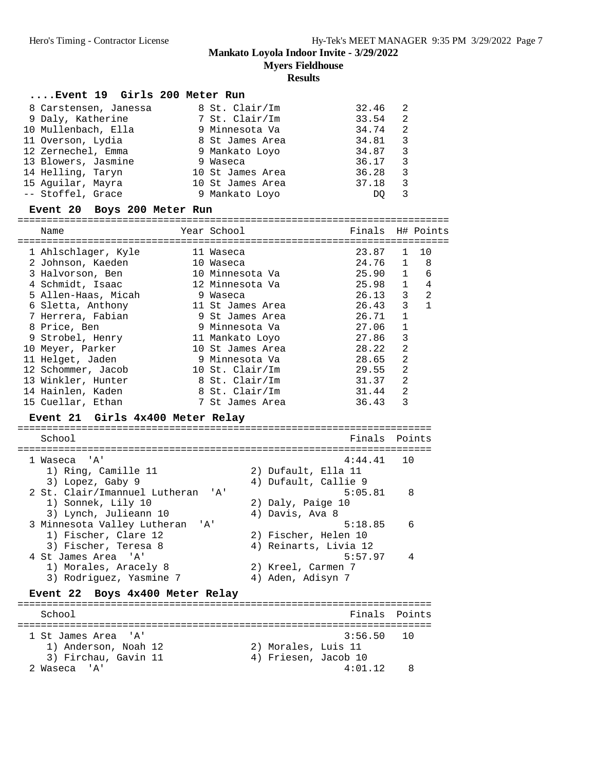# Mankato Loyola Indoor Invite - 3/29/2022

## Myers Fieldhouse

## Results

### ....Event 19 Girls 200 Meter Run

| Place | Name | Year | School | Finals | H# |
|---|---|---|---|---|---|
| 8 | Carstensen, Janessa | 8 | St. Clair/Im | 32.46 | 2 |
| 9 | Daly, Katherine | 7 | St. Clair/Im | 33.54 | 2 |
| 10 | Mullenbach, Ella | 9 | Minnesota Va | 34.74 | 2 |
| 11 | Overson, Lydia | 8 | St James Area | 34.81 | 3 |
| 12 | Zernechel, Emma | 9 | Mankato Loyo | 34.87 | 3 |
| 13 | Blowers, Jasmine | 9 | Waseca | 36.17 | 3 |
| 14 | Helling, Taryn | 10 | St James Area | 36.28 | 3 |
| 15 | Aguilar, Mayra | 10 | St James Area | 37.18 | 3 |
| -- | Stoffel, Grace | 9 | Mankato Loyo | DQ | 3 |

### Event 20 Boys 200 Meter Run

| Place | Name | Year | School | Finals | H# | Points |
|---|---|---|---|---|---|---|
| 1 | Ahlschlager, Kyle | 11 | Waseca | 23.87 | 1 | 10 |
| 2 | Johnson, Kaeden | 10 | Waseca | 24.76 | 1 | 8 |
| 3 | Halvorson, Ben | 10 | Minnesota Va | 25.90 | 1 | 6 |
| 4 | Schmidt, Isaac | 12 | Minnesota Va | 25.98 | 1 | 4 |
| 5 | Allen-Haas, Micah | 9 | Waseca | 26.13 | 3 | 2 |
| 6 | Sletta, Anthony | 11 | St James Area | 26.43 | 3 | 1 |
| 7 | Herrera, Fabian | 9 | St James Area | 26.71 | 1 | |
| 8 | Price, Ben | 9 | Minnesota Va | 27.06 | 1 | |
| 9 | Strobel, Henry | 11 | Mankato Loyo | 27.86 | 3 | |
| 10 | Meyer, Parker | 10 | St James Area | 28.22 | 2 | |
| 11 | Helget, Jaden | 9 | Minnesota Va | 28.65 | 2 | |
| 12 | Schommer, Jacob | 10 | St. Clair/Im | 29.55 | 2 | |
| 13 | Winkler, Hunter | 8 | St. Clair/Im | 31.37 | 2 | |
| 14 | Hainlen, Kaden | 8 | St. Clair/Im | 31.44 | 2 | |
| 15 | Cuellar, Ethan | 7 | St James Area | 36.43 | 3 | |

### Event 21 Girls 4x400 Meter Relay

| Place | School | Finals | Points |
|---|---|---|---|
| 1 | Waseca 'A' | 4:44.41 | 10 |
| | 1) Ring, Camille 11; 2) Dufault, Ella 11; 3) Lopez, Gaby 9; 4) Dufault, Callie 9 | | |
| 2 | St. Clair/Imannuel Lutheran 'A' | 5:05.81 | 8 |
| | 1) Sonnek, Lily 10; 2) Daly, Paige 10; 3) Lynch, Julieann 10; 4) Davis, Ava 8 | | |
| 3 | Minnesota Valley Lutheran 'A' | 5:18.85 | 6 |
| | 1) Fischer, Clare 12; 2) Fischer, Helen 10; 3) Fischer, Teresa 8; 4) Reinarts, Livia 12 | | |
| 4 | St James Area 'A' | 5:57.97 | 4 |
| | 1) Morales, Aracely 8; 2) Kreel, Carmen 7; 3) Rodriguez, Yasmine 7; 4) Aden, Adisyn 7 | | |

### Event 22 Boys 4x400 Meter Relay

| Place | School | Finals | Points |
|---|---|---|---|
| 1 | St James Area 'A' | 3:56.50 | 10 |
| | 1) Anderson, Noah 12; 2) Morales, Luis 11; 3) Firchau, Gavin 11; 4) Friesen, Jacob 10 | | |
| 2 | Waseca 'A' | 4:01.12 | 8 |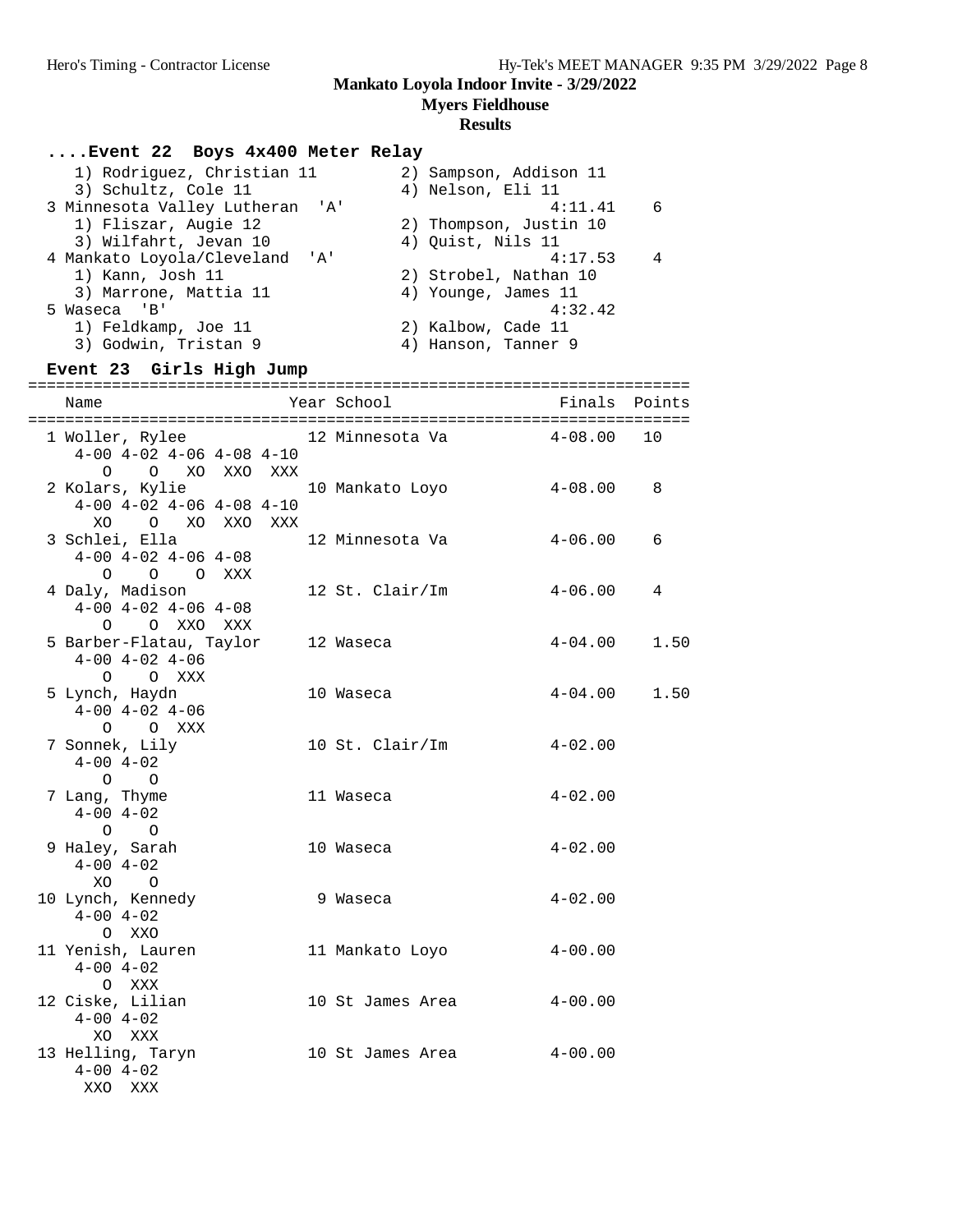**Mankato Loyola Indoor Invite - 3/29/2022**

**Myers Fieldhouse**

**Results**

### ....Event 22 Boys 4x400 Meter Relay

```
   1) Rodriguez, Christian 11         2) Sampson, Addison 11
   3) Schultz, Cole 11                4) Nelson, Eli 11
 3 Minnesota Valley Lutheran  'A'                  4:11.41    6
   1) Fliszar, Augie 12               2) Thompson, Justin 10
   3) Wilfahrt, Jevan 10              4) Quist, Nils 11
 4 Mankato Loyola/Cleveland  'A'                   4:17.53    4
   1) Kann, Josh 11                   2) Strobel, Nathan 10
   3) Marrone, Mattia 11              4) Younge, James 11
 5 Waseca  'B'                                     4:32.42
   1) Feldkamp, Joe 11                2) Kalbow, Cade 11
   3) Godwin, Tristan 9               4) Hanson, Tanner 9
```

### Event 23 Girls High Jump

```
=======================================================================
   Name                    Year School                 Finals  Points
=======================================================================
  1 Woller, Rylee           12 Minnesota Va           4-08.00   10
     4-00 4-02 4-06 4-08 4-10
        O    O   XO  XXO  XXX
  2 Kolars, Kylie           10 Mankato Loyo           4-08.00    8
     4-00 4-02 4-06 4-08 4-10
       XO    O   XO  XXO  XXX
  3 Schlei, Ella            12 Minnesota Va           4-06.00    6
     4-00 4-02 4-06 4-08
        O    O    O  XXX
  4 Daly, Madison           12 St. Clair/Im           4-06.00    4
     4-00 4-02 4-06 4-08
        O    O  XXO  XXX
  5 Barber-Flatau, Taylor   12 Waseca                 4-04.00    1.50
     4-00 4-02 4-06
        O    O  XXX
  5 Lynch, Haydn            10 Waseca                 4-04.00    1.50
     4-00 4-02 4-06
        O    O  XXX
  7 Sonnek, Lily            10 St. Clair/Im           4-02.00
     4-00 4-02
        O    O
  7 Lang, Thyme             11 Waseca                 4-02.00
     4-00 4-02
        O    O
  9 Haley, Sarah            10 Waseca                 4-02.00
     4-00 4-02
       XO    O
 10 Lynch, Kennedy           9 Waseca                 4-02.00
     4-00 4-02
        O  XXO
 11 Yenish, Lauren          11 Mankato Loyo           4-00.00
     4-00 4-02
        O  XXX
 12 Ciske, Lilian           10 St James Area          4-00.00
     4-00 4-02
       XO  XXX
 13 Helling, Taryn          10 St James Area          4-00.00
     4-00 4-02
      XXO  XXX
```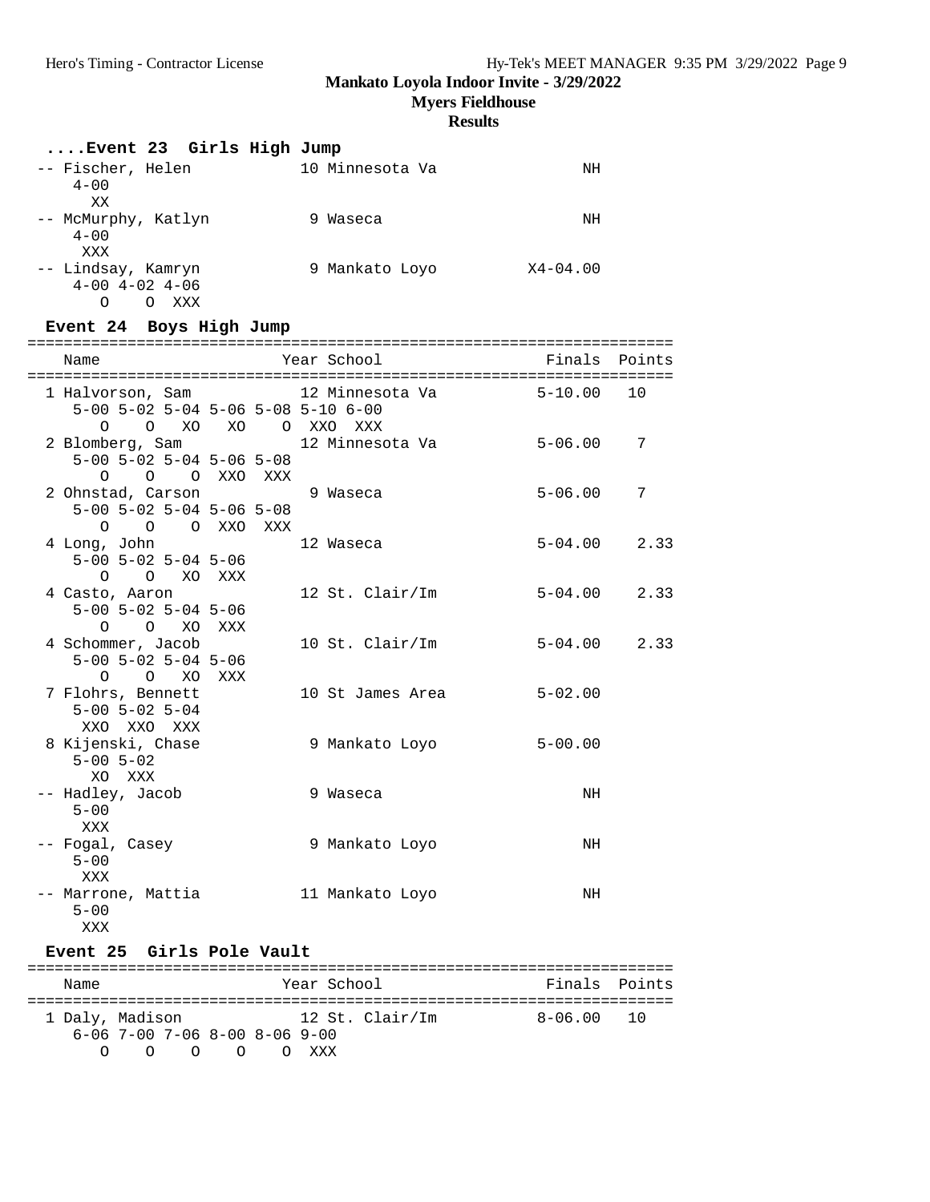**Mankato Loyola Indoor Invite - 3/29/2022**

**Myers Fieldhouse**

**Results**

### ....Event 23 Girls High Jump

```
-- Fischer, Helen           10 Minnesota Va              NH
     4-00
      XX
-- McMurphy, Katlyn          9 Waseca                    NH
     4-00
      XXX
-- Lindsay, Kamryn           9 Mankato Loyo        X4-04.00
     4-00 4-02 4-06
       O    O  XXX
```

### Event 24 Boys High Jump

```
=======================================================================
    Name                    Year School                 Finals  Points
=======================================================================
  1 Halvorson, Sam            12 Minnesota Va          5-10.00   10
     5-00 5-02 5-04 5-06 5-08 5-10 6-00
       O    O   XO   XO    O  XXO  XXX
  2 Blomberg, Sam             12 Minnesota Va          5-06.00    7
     5-00 5-02 5-04 5-06 5-08
       O    O    O  XXO  XXX
  2 Ohnstad, Carson            9 Waseca                5-06.00    7
     5-00 5-02 5-04 5-06 5-08
       O    O    O  XXO  XXX
  4 Long, John                12 Waseca                5-04.00    2.33
     5-00 5-02 5-04 5-06
       O    O   XO  XXX
  4 Casto, Aaron              12 St. Clair/Im          5-04.00    2.33
     5-00 5-02 5-04 5-06
       O    O   XO  XXX
  4 Schommer, Jacob           10 St. Clair/Im          5-04.00    2.33
     5-00 5-02 5-04 5-06
       O    O   XO  XXX
  7 Flohrs, Bennett           10 St James Area         5-02.00
     5-00 5-02 5-04
      XXO  XXO  XXX
  8 Kijenski, Chase            9 Mankato Loyo          5-00.00
     5-00 5-02
       XO  XXX
 -- Hadley, Jacob              9 Waseca                     NH
     5-00
      XXX
 -- Fogal, Casey               9 Mankato Loyo               NH
     5-00
      XXX
 -- Marrone, Mattia           11 Mankato Loyo               NH
     5-00
      XXX
```

### Event 25 Girls Pole Vault

```
=======================================================================
    Name                    Year School                 Finals  Points
=======================================================================
  1 Daly, Madison             12 St. Clair/Im          8-06.00   10
     6-06 7-00 7-06 8-00 8-06 9-00
        O    O    O    O    O  XXX
```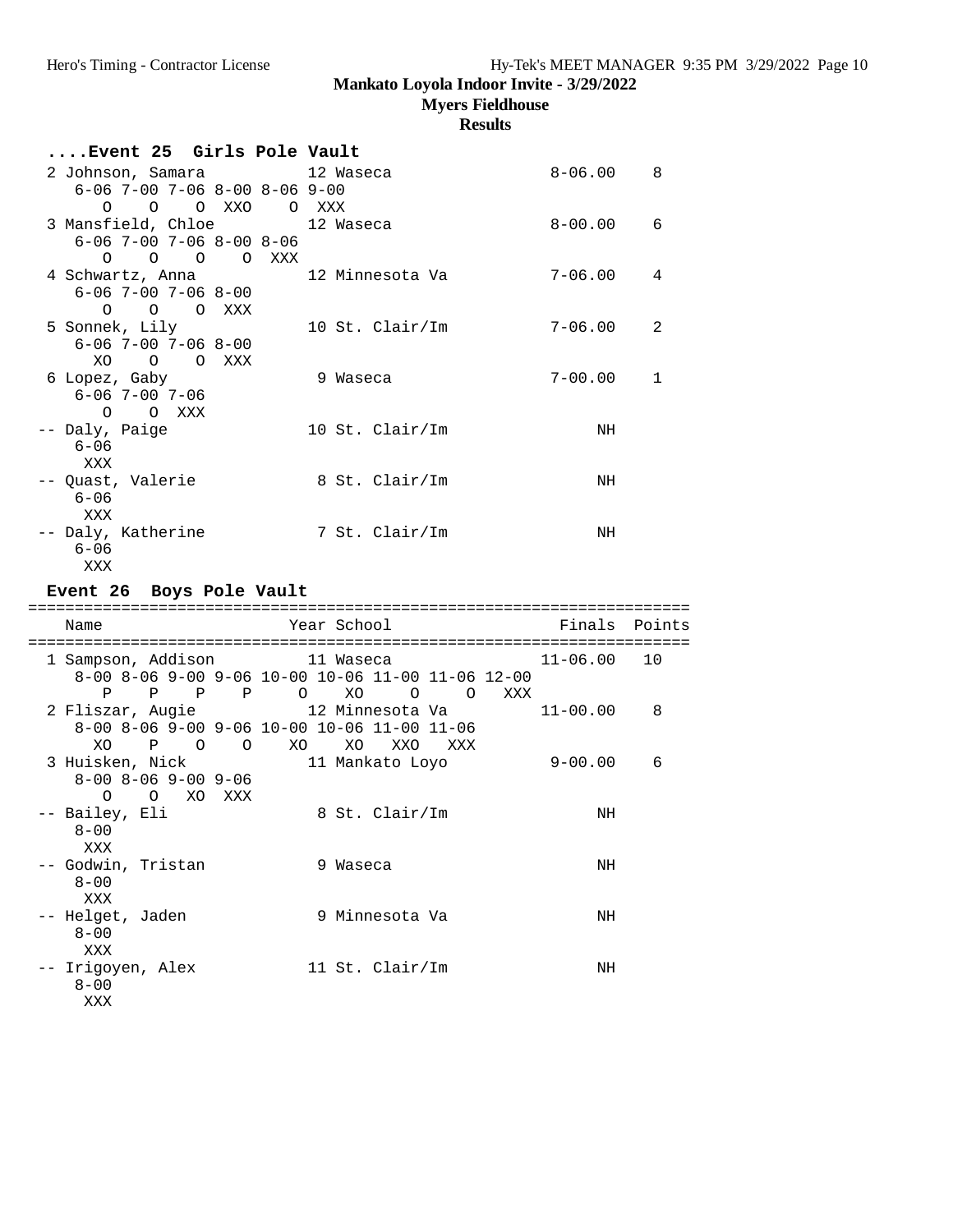## Mankato Loyola Indoor Invite - 3/29/2022
### Myers Fieldhouse
### Results

```
....Event 25  Girls Pole Vault
  2 Johnson, Samara          12 Waseca               8-06.00    8
     6-06 7-00 7-06 8-00 8-06 9-00
        O    O    O  XXO    O  XXX
  3 Mansfield, Chloe         12 Waseca               8-00.00    6
     6-06 7-00 7-06 8-00 8-06
        O    O    O    O  XXX
  4 Schwartz, Anna           12 Minnesota Va         7-06.00    4
     6-06 7-00 7-06 8-00
        O    O    O  XXX
  5 Sonnek, Lily             10 St. Clair/Im         7-06.00    2
     6-06 7-00 7-06 8-00
       XO    O    O  XXX
  6 Lopez, Gaby               9 Waseca               7-00.00    1
     6-06 7-00 7-06
        O    O  XXX
 -- Daly, Paige              10 St. Clair/Im              NH
     6-06
      XXX
 -- Quast, Valerie            8 St. Clair/Im              NH
     6-06
      XXX
 -- Daly, Katherine           7 St. Clair/Im              NH
     6-06
      XXX

Event 26  Boys Pole Vault
=======================================================================
    Name                    Year School                 Finals  Points
=======================================================================
  1 Sampson, Addison         11 Waseca              11-06.00   10
     8-00 8-06 9-00 9-06 10-00 10-06 11-00 11-06 12-00
        P    P    P    P     O    XO     O     O   XXX
  2 Fliszar, Augie           12 Minnesota Va        11-00.00    8
     8-00 8-06 9-00 9-06 10-00 10-06 11-00 11-06
       XO    P    O    O    XO    XO   XXO   XXX
  3 Huisken, Nick            11 Mankato Loyo         9-00.00    6
     8-00 8-06 9-00 9-06
        O    O   XO  XXX
 -- Bailey, Eli               8 St. Clair/Im              NH
     8-00
      XXX
 -- Godwin, Tristan           9 Waseca                    NH
     8-00
      XXX
 -- Helget, Jaden             9 Minnesota Va              NH
     8-00
      XXX
 -- Irigoyen, Alex           11 St. Clair/Im              NH
     8-00
      XXX
```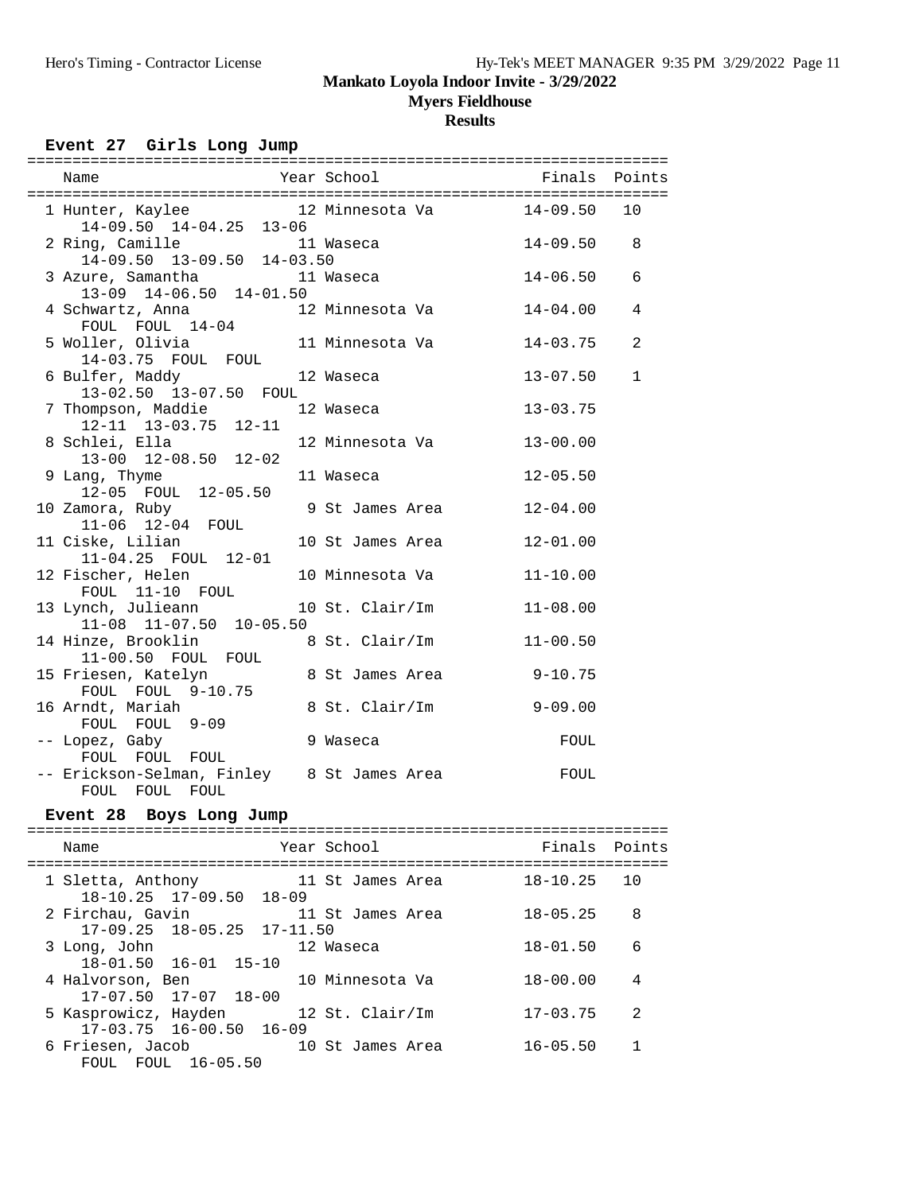# Mankato Loyola Indoor Invite - 3/29/2022

## Myers Fieldhouse

### Results

#### Event 27 Girls Long Jump

| Place | Name | Year | School | Finals | Points |
|---|---|---|---|---|---|
| 1 | Hunter, Kaylee | 12 | Minnesota Va | 14-09.50 | 10 |
| | 14-09.50 14-04.25 13-06 | | | | |
| 2 | Ring, Camille | 11 | Waseca | 14-09.50 | 8 |
| | 14-09.50 13-09.50 14-03.50 | | | | |
| 3 | Azure, Samantha | 11 | Waseca | 14-06.50 | 6 |
| | 13-09 14-06.50 14-01.50 | | | | |
| 4 | Schwartz, Anna | 12 | Minnesota Va | 14-04.00 | 4 |
| | FOUL FOUL 14-04 | | | | |
| 5 | Woller, Olivia | 11 | Minnesota Va | 14-03.75 | 2 |
| | 14-03.75 FOUL FOUL | | | | |
| 6 | Bulfer, Maddy | 12 | Waseca | 13-07.50 | 1 |
| | 13-02.50 13-07.50 FOUL | | | | |
| 7 | Thompson, Maddie | 12 | Waseca | 13-03.75 | |
| | 12-11 13-03.75 12-11 | | | | |
| 8 | Schlei, Ella | 12 | Minnesota Va | 13-00.00 | |
| | 13-00 12-08.50 12-02 | | | | |
| 9 | Lang, Thyme | 11 | Waseca | 12-05.50 | |
| | 12-05 FOUL 12-05.50 | | | | |
| 10 | Zamora, Ruby | 9 | St James Area | 12-04.00 | |
| | 11-06 12-04 FOUL | | | | |
| 11 | Ciske, Lilian | 10 | St James Area | 12-01.00 | |
| | 11-04.25 FOUL 12-01 | | | | |
| 12 | Fischer, Helen | 10 | Minnesota Va | 11-10.00 | |
| | FOUL 11-10 FOUL | | | | |
| 13 | Lynch, Julieann | 10 | St. Clair/Im | 11-08.00 | |
| | 11-08 11-07.50 10-05.50 | | | | |
| 14 | Hinze, Brooklin | 8 | St. Clair/Im | 11-00.50 | |
| | 11-00.50 FOUL FOUL | | | | |
| 15 | Friesen, Katelyn | 8 | St James Area | 9-10.75 | |
| | FOUL FOUL 9-10.75 | | | | |
| 16 | Arndt, Mariah | 8 | St. Clair/Im | 9-09.00 | |
| | FOUL FOUL 9-09 | | | | |
| -- | Lopez, Gaby | 9 | Waseca | FOUL | |
| | FOUL FOUL FOUL | | | | |
| -- | Erickson-Selman, Finley | 8 | St James Area | FOUL | |
| | FOUL FOUL FOUL | | | | |

#### Event 28 Boys Long Jump

| Place | Name | Year | School | Finals | Points |
|---|---|---|---|---|---|
| 1 | Sletta, Anthony | 11 | St James Area | 18-10.25 | 10 |
| | 18-10.25 17-09.50 18-09 | | | | |
| 2 | Firchau, Gavin | 11 | St James Area | 18-05.25 | 8 |
| | 17-09.25 18-05.25 17-11.50 | | | | |
| 3 | Long, John | 12 | Waseca | 18-01.50 | 6 |
| | 18-01.50 16-01 15-10 | | | | |
| 4 | Halvorson, Ben | 10 | Minnesota Va | 18-00.00 | 4 |
| | 17-07.50 17-07 18-00 | | | | |
| 5 | Kasprowicz, Hayden | 12 | St. Clair/Im | 17-03.75 | 2 |
| | 17-03.75 16-00.50 16-09 | | | | |
| 6 | Friesen, Jacob | 10 | St James Area | 16-05.50 | 1 |
| | FOUL FOUL 16-05.50 | | | | |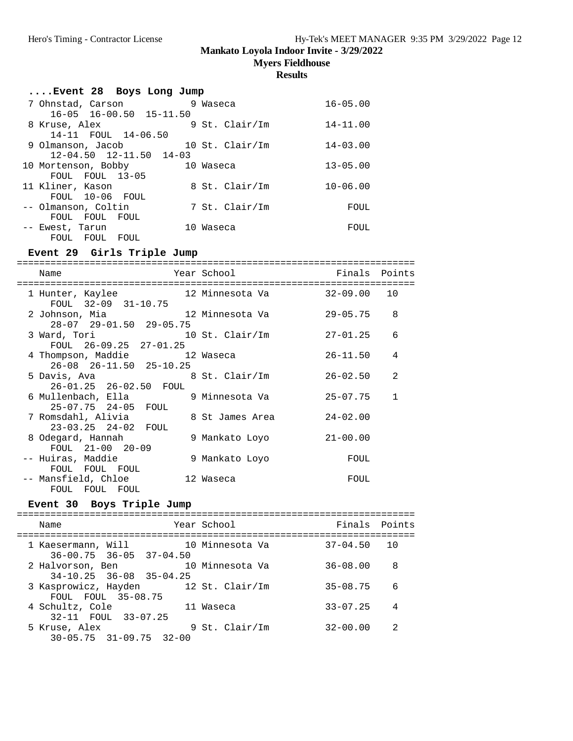# Mankato Loyola Indoor Invite - 3/29/2022

## Myers Fieldhouse

### Results

#### ....Event 28 Boys Long Jump

| Place | Name | Year | School | Finals | Points |
|---|---|---|---|---|---|
| 7 | Ohnstad, Carson | 9 | Waseca | 16-05.00 | |
| | 16-05 16-00.50 15-11.50 | | | | |
| 8 | Kruse, Alex | 9 | St. Clair/Im | 14-11.00 | |
| | 14-11 FOUL 14-06.50 | | | | |
| 9 | Olmanson, Jacob | 10 | St. Clair/Im | 14-03.00 | |
| | 12-04.50 12-11.50 14-03 | | | | |
| 10 | Mortenson, Bobby | 10 | Waseca | 13-05.00 | |
| | FOUL FOUL 13-05 | | | | |
| 11 | Kliner, Kason | 8 | St. Clair/Im | 10-06.00 | |
| | FOUL 10-06 FOUL | | | | |
| -- | Olmanson, Coltin | 7 | St. Clair/Im | FOUL | |
| | FOUL FOUL FOUL | | | | |
| -- | Ewest, Tarun | 10 | Waseca | FOUL | |
| | FOUL FOUL FOUL | | | | |

#### Event 29 Girls Triple Jump

| Place | Name | Year | School | Finals | Points |
|---|---|---|---|---|---|
| 1 | Hunter, Kaylee | 12 | Minnesota Va | 32-09.00 | 10 |
| | FOUL 32-09 31-10.75 | | | | |
| 2 | Johnson, Mia | 12 | Minnesota Va | 29-05.75 | 8 |
| | 28-07 29-01.50 29-05.75 | | | | |
| 3 | Ward, Tori | 10 | St. Clair/Im | 27-01.25 | 6 |
| | FOUL 26-09.25 27-01.25 | | | | |
| 4 | Thompson, Maddie | 12 | Waseca | 26-11.50 | 4 |
| | 26-08 26-11.50 25-10.25 | | | | |
| 5 | Davis, Ava | 8 | St. Clair/Im | 26-02.50 | 2 |
| | 26-01.25 26-02.50 FOUL | | | | |
| 6 | Mullenbach, Ella | 9 | Minnesota Va | 25-07.75 | 1 |
| | 25-07.75 24-05 FOUL | | | | |
| 7 | Romsdahl, Alivia | 8 | St James Area | 24-02.00 | |
| | 23-03.25 24-02 FOUL | | | | |
| 8 | Odegard, Hannah | 9 | Mankato Loyo | 21-00.00 | |
| | FOUL 21-00 20-09 | | | | |
| -- | Huiras, Maddie | 9 | Mankato Loyo | FOUL | |
| | FOUL FOUL FOUL | | | | |
| -- | Mansfield, Chloe | 12 | Waseca | FOUL | |
| | FOUL FOUL FOUL | | | | |

#### Event 30 Boys Triple Jump

| Place | Name | Year | School | Finals | Points |
|---|---|---|---|---|---|
| 1 | Kaesermann, Will | 10 | Minnesota Va | 37-04.50 | 10 |
| | 36-00.75 36-05 37-04.50 | | | | |
| 2 | Halvorson, Ben | 10 | Minnesota Va | 36-08.00 | 8 |
| | 34-10.25 36-08 35-04.25 | | | | |
| 3 | Kasprowicz, Hayden | 12 | St. Clair/Im | 35-08.75 | 6 |
| | FOUL FOUL 35-08.75 | | | | |
| 4 | Schultz, Cole | 11 | Waseca | 33-07.25 | 4 |
| | 32-11 FOUL 33-07.25 | | | | |
| 5 | Kruse, Alex | 9 | St. Clair/Im | 32-00.00 | 2 |
| | 30-05.75 31-09.75 32-00 | | | | |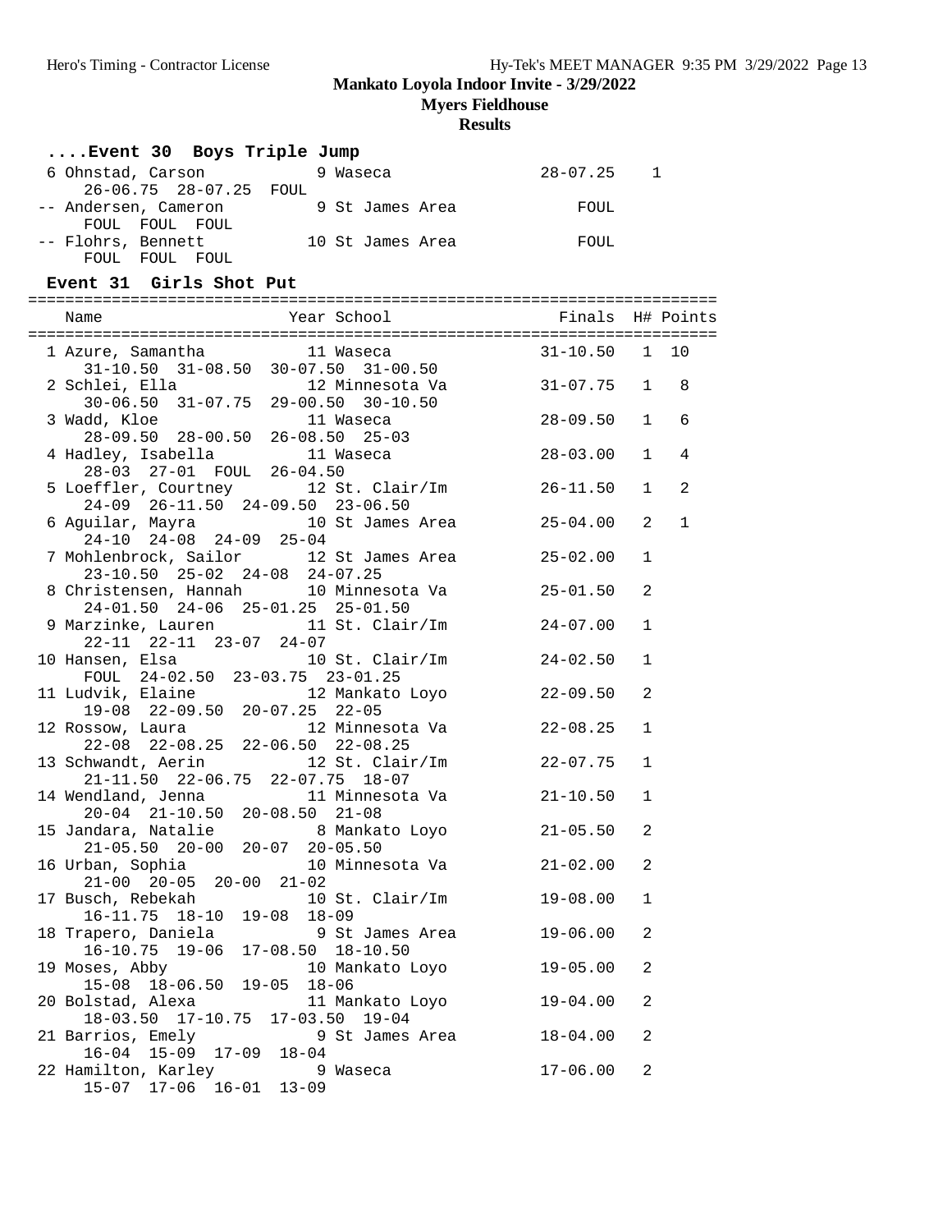## Mankato Loyola Indoor Invite - 3/29/2022

### Myers Fieldhouse

### Results

#### ....Event 30 Boys Triple Jump

| Place | Name | Year | School | Finals | H# | Points |
|---|---|---|---|---|---|---|
| 6 | Ohnstad, Carson | 9 | Waseca | 28-07.25 | 1 | |
| | 26-06.75 28-07.25 FOUL | | | | | |
| -- | Andersen, Cameron | 9 | St James Area | FOUL | | |
| | FOUL FOUL FOUL | | | | | |
| -- | Flohrs, Bennett | 10 | St James Area | FOUL | | |
| | FOUL FOUL FOUL | | | | | |

#### Event 31 Girls Shot Put

| Place | Name | Year | School | Finals | H# | Points |
|---|---|---|---|---|---|---|
| 1 | Azure, Samantha | 11 | Waseca | 31-10.50 | 1 | 10 |
| | 31-10.50 31-08.50 30-07.50 31-00.50 | | | | | |
| 2 | Schlei, Ella | 12 | Minnesota Va | 31-07.75 | 1 | 8 |
| | 30-06.50 31-07.75 29-00.50 30-10.50 | | | | | |
| 3 | Wadd, Kloe | 11 | Waseca | 28-09.50 | 1 | 6 |
| | 28-09.50 28-00.50 26-08.50 25-03 | | | | | |
| 4 | Hadley, Isabella | 11 | Waseca | 28-03.00 | 1 | 4 |
| | 28-03 27-01 FOUL 26-04.50 | | | | | |
| 5 | Loeffler, Courtney | 12 | St. Clair/Im | 26-11.50 | 1 | 2 |
| | 24-09 26-11.50 24-09.50 23-06.50 | | | | | |
| 6 | Aguilar, Mayra | 10 | St James Area | 25-04.00 | 2 | 1 |
| | 24-10 24-08 24-09 25-04 | | | | | |
| 7 | Mohlenbrock, Sailor | 12 | St James Area | 25-02.00 | 1 | |
| | 23-10.50 25-02 24-08 24-07.25 | | | | | |
| 8 | Christensen, Hannah | 10 | Minnesota Va | 25-01.50 | 2 | |
| | 24-01.50 24-06 25-01.25 25-01.50 | | | | | |
| 9 | Marzinke, Lauren | 11 | St. Clair/Im | 24-07.00 | 1 | |
| | 22-11 22-11 23-07 24-07 | | | | | |
| 10 | Hansen, Elsa | 10 | St. Clair/Im | 24-02.50 | 1 | |
| | FOUL 24-02.50 23-03.75 23-01.25 | | | | | |
| 11 | Ludvik, Elaine | 12 | Mankato Loyo | 22-09.50 | 2 | |
| | 19-08 22-09.50 20-07.25 22-05 | | | | | |
| 12 | Rossow, Laura | 12 | Minnesota Va | 22-08.25 | 1 | |
| | 22-08 22-08.25 22-06.50 22-08.25 | | | | | |
| 13 | Schwandt, Aerin | 12 | St. Clair/Im | 22-07.75 | 1 | |
| | 21-11.50 22-06.75 22-07.75 18-07 | | | | | |
| 14 | Wendland, Jenna | 11 | Minnesota Va | 21-10.50 | 1 | |
| | 20-04 21-10.50 20-08.50 21-08 | | | | | |
| 15 | Jandara, Natalie | 8 | Mankato Loyo | 21-05.50 | 2 | |
| | 21-05.50 20-00 20-07 20-05.50 | | | | | |
| 16 | Urban, Sophia | 10 | Minnesota Va | 21-02.00 | 2 | |
| | 21-00 20-05 20-00 21-02 | | | | | |
| 17 | Busch, Rebekah | 10 | St. Clair/Im | 19-08.00 | 1 | |
| | 16-11.75 18-10 19-08 18-09 | | | | | |
| 18 | Trapero, Daniela | 9 | St James Area | 19-06.00 | 2 | |
| | 16-10.75 19-06 17-08.50 18-10.50 | | | | | |
| 19 | Moses, Abby | 10 | Mankato Loyo | 19-05.00 | 2 | |
| | 15-08 18-06.50 19-05 18-06 | | | | | |
| 20 | Bolstad, Alexa | 11 | Mankato Loyo | 19-04.00 | 2 | |
| | 18-03.50 17-10.75 17-03.50 19-04 | | | | | |
| 21 | Barrios, Emely | 9 | St James Area | 18-04.00 | 2 | |
| | 16-04 15-09 17-09 18-04 | | | | | |
| 22 | Hamilton, Karley | 9 | Waseca | 17-06.00 | 2 | |
| | 15-07 17-06 16-01 13-09 | | | | | |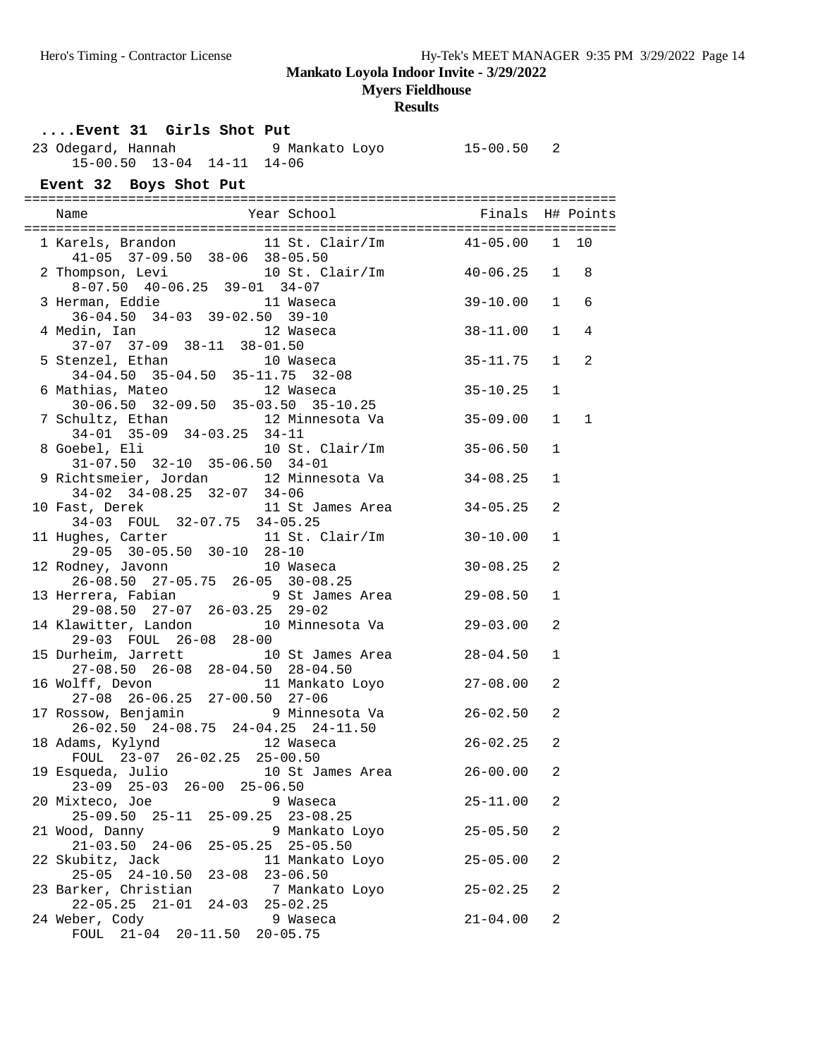## Mankato Loyola Indoor Invite - 3/29/2022

### Myers Fieldhouse

### Results

**....Event 31 Girls Shot Put**

| Place | Name | Year | School | Finals | H# | Points |
|---|---|---|---|---|---|---|
| 23 | Odegard, Hannah | 9 | Mankato Loyo | 15-00.50 | 2 | |
| | 15-00.50 13-04 14-11 14-06 | | | | | |

**Event 32 Boys Shot Put**

| Place | Name | Year | School | Finals | H# | Points |
|---|---|---|---|---|---|---|
| 1 | Karels, Brandon | 11 | St. Clair/Im | 41-05.00 | 1 | 10 |
| | 41-05 37-09.50 38-06 38-05.50 | | | | | |
| 2 | Thompson, Levi | 10 | St. Clair/Im | 40-06.25 | 1 | 8 |
| | 8-07.50 40-06.25 39-01 34-07 | | | | | |
| 3 | Herman, Eddie | 11 | Waseca | 39-10.00 | 1 | 6 |
| | 36-04.50 34-03 39-02.50 39-10 | | | | | |
| 4 | Medin, Ian | 12 | Waseca | 38-11.00 | 1 | 4 |
| | 37-07 37-09 38-11 38-01.50 | | | | | |
| 5 | Stenzel, Ethan | 10 | Waseca | 35-11.75 | 1 | 2 |
| | 34-04.50 35-04.50 35-11.75 32-08 | | | | | |
| 6 | Mathias, Mateo | 12 | Waseca | 35-10.25 | 1 | |
| | 30-06.50 32-09.50 35-03.50 35-10.25 | | | | | |
| 7 | Schultz, Ethan | 12 | Minnesota Va | 35-09.00 | 1 | 1 |
| | 34-01 35-09 34-03.25 34-11 | | | | | |
| 8 | Goebel, Eli | 10 | St. Clair/Im | 35-06.50 | 1 | |
| | 31-07.50 32-10 35-06.50 34-01 | | | | | |
| 9 | Richtsmeier, Jordan | 12 | Minnesota Va | 34-08.25 | 1 | |
| | 34-02 34-08.25 32-07 34-06 | | | | | |
| 10 | Fast, Derek | 11 | St James Area | 34-05.25 | 2 | |
| | 34-03 FOUL 32-07.75 34-05.25 | | | | | |
| 11 | Hughes, Carter | 11 | St. Clair/Im | 30-10.00 | 1 | |
| | 29-05 30-05.50 30-10 28-10 | | | | | |
| 12 | Rodney, Javonn | 10 | Waseca | 30-08.25 | 2 | |
| | 26-08.50 27-05.75 26-05 30-08.25 | | | | | |
| 13 | Herrera, Fabian | 9 | St James Area | 29-08.50 | 1 | |
| | 29-08.50 27-07 26-03.25 29-02 | | | | | |
| 14 | Klawitter, Landon | 10 | Minnesota Va | 29-03.00 | 2 | |
| | 29-03 FOUL 26-08 28-00 | | | | | |
| 15 | Durheim, Jarrett | 10 | St James Area | 28-04.50 | 1 | |
| | 27-08.50 26-08 28-04.50 28-04.50 | | | | | |
| 16 | Wolff, Devon | 11 | Mankato Loyo | 27-08.00 | 2 | |
| | 27-08 26-06.25 27-00.50 27-06 | | | | | |
| 17 | Rossow, Benjamin | 9 | Minnesota Va | 26-02.50 | 2 | |
| | 26-02.50 24-08.75 24-04.25 24-11.50 | | | | | |
| 18 | Adams, Kylynd | 12 | Waseca | 26-02.25 | 2 | |
| | FOUL 23-07 26-02.25 25-00.50 | | | | | |
| 19 | Esqueda, Julio | 10 | St James Area | 26-00.00 | 2 | |
| | 23-09 25-03 26-00 25-06.50 | | | | | |
| 20 | Mixteco, Joe | 9 | Waseca | 25-11.00 | 2 | |
| | 25-09.50 25-11 25-09.25 23-08.25 | | | | | |
| 21 | Wood, Danny | 9 | Mankato Loyo | 25-05.50 | 2 | |
| | 21-03.50 24-06 25-05.25 25-05.50 | | | | | |
| 22 | Skubitz, Jack | 11 | Mankato Loyo | 25-05.00 | 2 | |
| | 25-05 24-10.50 23-08 23-06.50 | | | | | |
| 23 | Barker, Christian | 7 | Mankato Loyo | 25-02.25 | 2 | |
| | 22-05.25 21-01 24-03 25-02.25 | | | | | |
| 24 | Weber, Cody | 9 | Waseca | 21-04.00 | 2 | |
| | FOUL 21-04 20-11.50 20-05.75 | | | | | |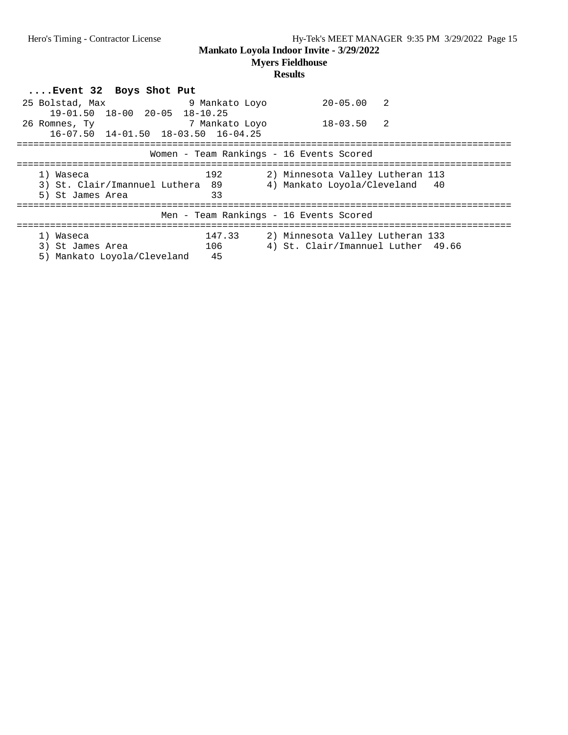Mankato Loyola Indoor Invite - 3/29/2022

Myers Fieldhouse

Results

### ....Event 32 Boys Shot Put

```
 25 Bolstad, Max               9 Mankato Loyo         20-05.00   2
      19-01.50  18-00  20-05  18-10.25
 26 Romnes, Ty                 7 Mankato Loyo         18-03.50   2
      16-07.50  14-01.50  18-03.50  16-04.25
```

### Women - Team Rankings - 16 Events Scored

```
    1) Waseca                        192       2) Minnesota Valley Lutheran 113
    3) St. Clair/Imannuel Luthera  89       4) Mankato Loyola/Cleveland   40
    5) St James Area                 33
```

### Men - Team Rankings - 16 Events Scored

```
    1) Waseca                        147.33    2) Minnesota Valley Lutheran 133
    3) St James Area                 106       4) St. Clair/Imannuel Luther  49.66
    5) Mankato Loyola/Cleveland      45
```